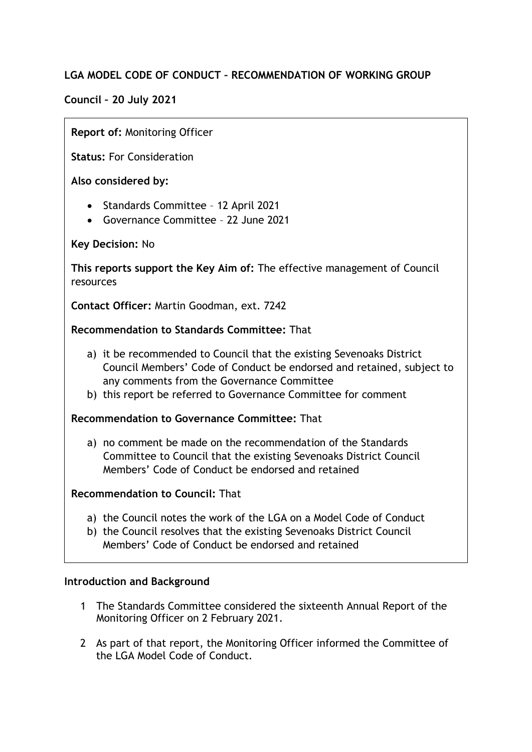## LGA MODEL CODE OF CONDUCT – RECOMMENDATION OF WORKING GROUP

### Council – 20 July 2021

**Report of:** Monitoring Officer

**Status:** For Consideration

**Also considered by:**

- Standards Committee – 12 April 2021
- Governance Committee – 22 June 2021

**Key Decision:** No

**This reports support the Key Aim of:** The effective management of Council resources

**Contact Officer:** Martin Goodman, ext. 7242

**Recommendation to Standards Committee:** That

a) it be recommended to Council that the existing Sevenoaks District Council Members' Code of Conduct be endorsed and retained, subject to any comments from the Governance Committee
b) this report be referred to Governance Committee for comment

**Recommendation to Governance Committee:** That

a) no comment be made on the recommendation of the Standards Committee to Council that the existing Sevenoaks District Council Members' Code of Conduct be endorsed and retained

**Recommendation to Council:** That

a) the Council notes the work of the LGA on a Model Code of Conduct
b) the Council resolves that the existing Sevenoaks District Council Members' Code of Conduct be endorsed and retained

### Introduction and Background

1 The Standards Committee considered the sixteenth Annual Report of the Monitoring Officer on 2 February 2021.

2 As part of that report, the Monitoring Officer informed the Committee of the LGA Model Code of Conduct.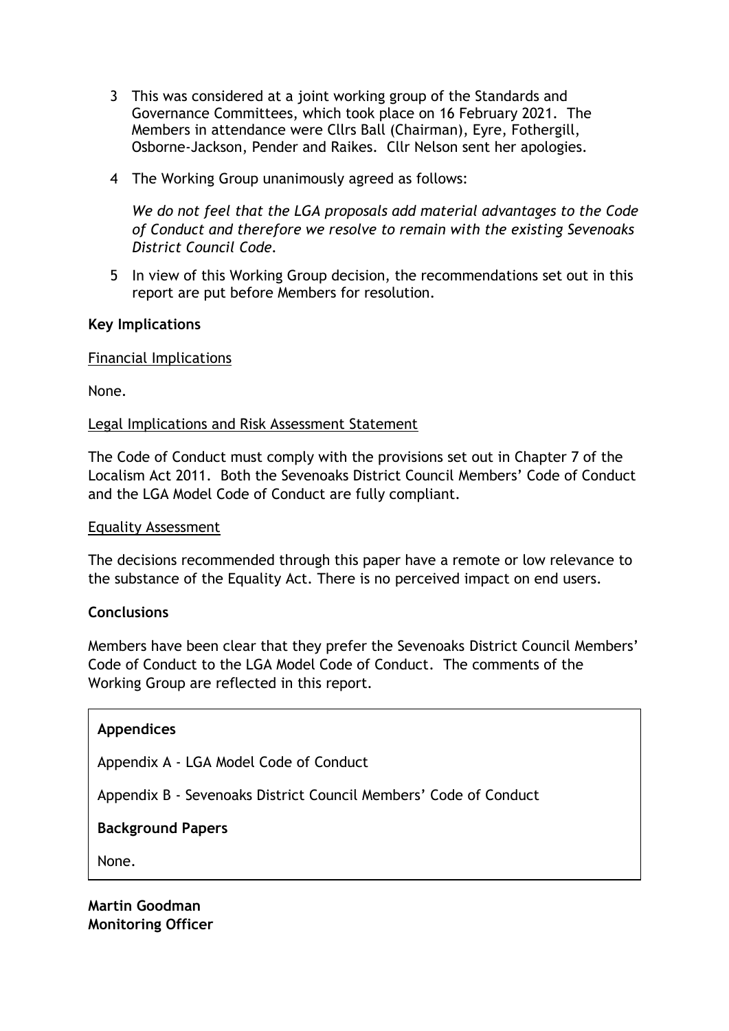3. This was considered at a joint working group of the Standards and Governance Committees, which took place on 16 February 2021. The Members in attendance were Cllrs Ball (Chairman), Eyre, Fothergill, Osborne-Jackson, Pender and Raikes. Cllr Nelson sent her apologies.

4. The Working Group unanimously agreed as follows:

   *We do not feel that the LGA proposals add material advantages to the Code of Conduct and therefore we resolve to remain with the existing Sevenoaks District Council Code.*

5. In view of this Working Group decision, the recommendations set out in this report are put before Members for resolution.

**Key Implications**

Financial Implications

None.

Legal Implications and Risk Assessment Statement

The Code of Conduct must comply with the provisions set out in Chapter 7 of the Localism Act 2011. Both the Sevenoaks District Council Members' Code of Conduct and the LGA Model Code of Conduct are fully compliant.

Equality Assessment

The decisions recommended through this paper have a remote or low relevance to the substance of the Equality Act. There is no perceived impact on end users.

**Conclusions**

Members have been clear that they prefer the Sevenoaks District Council Members' Code of Conduct to the LGA Model Code of Conduct. The comments of the Working Group are reflected in this report.

**Appendices**

Appendix A - LGA Model Code of Conduct

Appendix B - Sevenoaks District Council Members' Code of Conduct

**Background Papers**

None.

**Martin Goodman**
**Monitoring Officer**